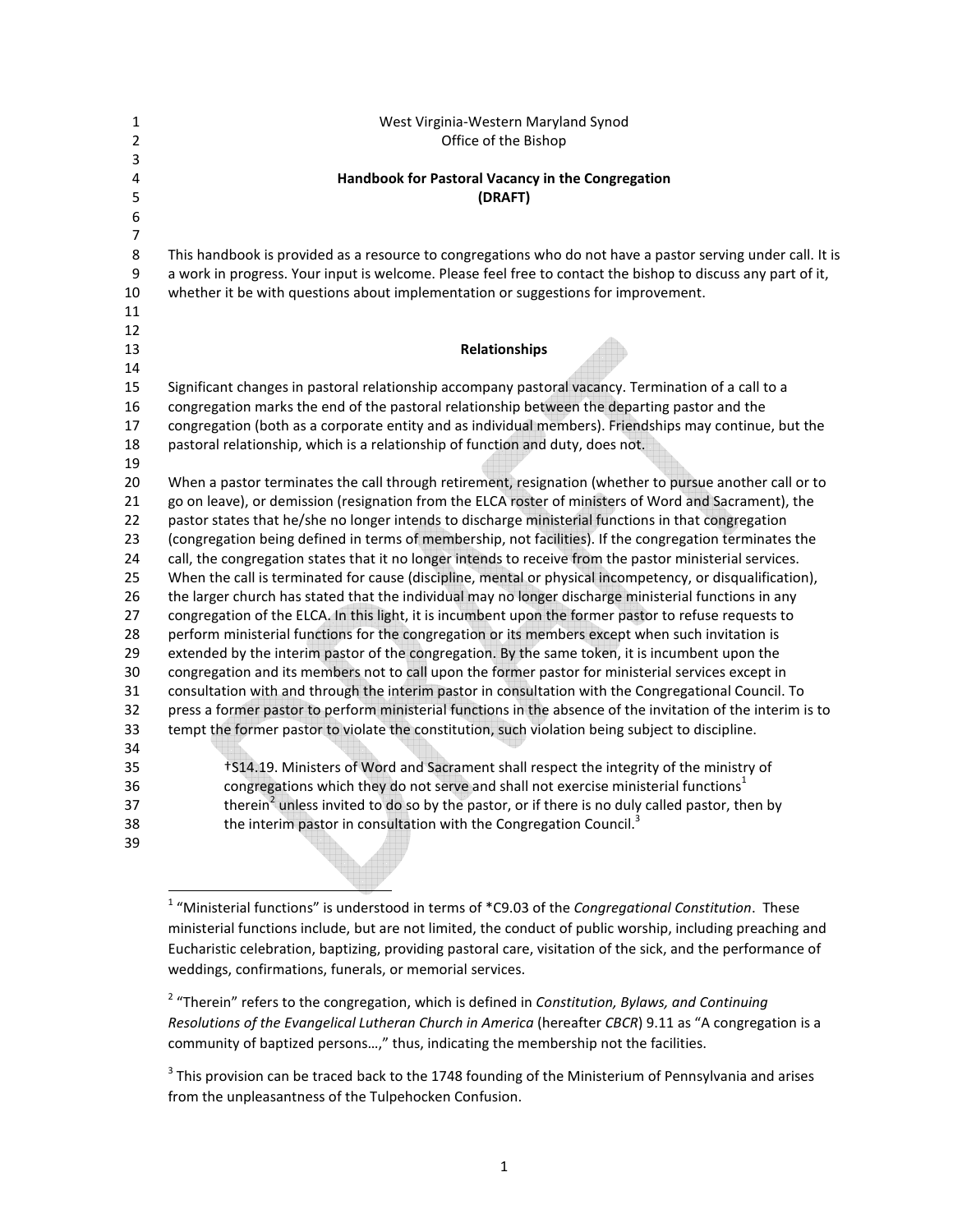West Virginia-Western Maryland Synod
Office of the Bishop

# Handbook for Pastoral Vacancy in the Congregation (DRAFT)

This handbook is provided as a resource to congregations who do not have a pastor serving under call. It is a work in progress. Your input is welcome. Please feel free to contact the bishop to discuss any part of it, whether it be with questions about implementation or suggestions for improvement.

## Relationships

Significant changes in pastoral relationship accompany pastoral vacancy. Termination of a call to a congregation marks the end of the pastoral relationship between the departing pastor and the congregation (both as a corporate entity and as individual members). Friendships may continue, but the pastoral relationship, which is a relationship of function and duty, does not.

When a pastor terminates the call through retirement, resignation (whether to pursue another call or to go on leave), or demission (resignation from the ELCA roster of ministers of Word and Sacrament), the pastor states that he/she no longer intends to discharge ministerial functions in that congregation (congregation being defined in terms of membership, not facilities). If the congregation terminates the call, the congregation states that it no longer intends to receive from the pastor ministerial services. When the call is terminated for cause (discipline, mental or physical incompetency, or disqualification), the larger church has stated that the individual may no longer discharge ministerial functions in any congregation of the ELCA. In this light, it is incumbent upon the former pastor to refuse requests to perform ministerial functions for the congregation or its members except when such invitation is extended by the interim pastor of the congregation. By the same token, it is incumbent upon the congregation and its members not to call upon the former pastor for ministerial services except in consultation with and through the interim pastor in consultation with the Congregational Council. To press a former pastor to perform ministerial functions in the absence of the invitation of the interim is to tempt the former pastor to violate the constitution, such violation being subject to discipline.

> †S14.19. Ministers of Word and Sacrament shall respect the integrity of the ministry of congregations which they do not serve and shall not exercise ministerial functions[1] therein[2] unless invited to do so by the pastor, or if there is no duly called pastor, then by the interim pastor in consultation with the Congregation Council.[3]

---

[1] "Ministerial functions" is understood in terms of *C9.03 of the *Congregational Constitution*. These ministerial functions include, but are not limited, the conduct of public worship, including preaching and Eucharistic celebration, baptizing, providing pastoral care, visitation of the sick, and the performance of weddings, confirmations, funerals, or memorial services.

[2] "Therein" refers to the congregation, which is defined in *Constitution, Bylaws, and Continuing Resolutions of the Evangelical Lutheran Church in America* (hereafter *CBCR*) 9.11 as "A congregation is a community of baptized persons…," thus, indicating the membership not the facilities.

[3] This provision can be traced back to the 1748 founding of the Ministerium of Pennsylvania and arises from the unpleasantness of the Tulpehocken Confusion.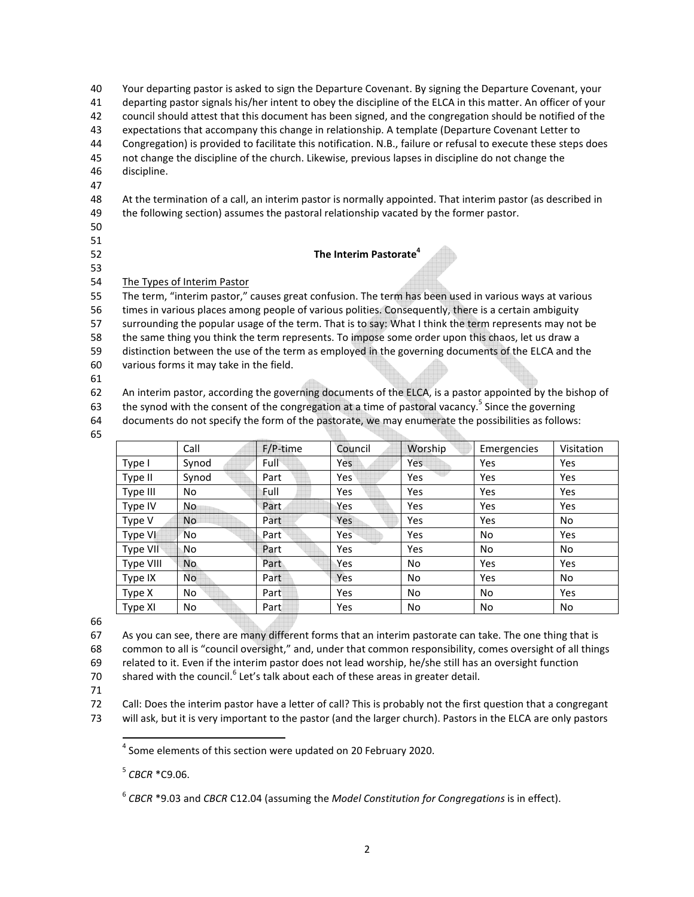Your departing pastor is asked to sign the Departure Covenant. By signing the Departure Covenant, your departing pastor signals his/her intent to obey the discipline of the ELCA in this matter. An officer of your council should attest that this document has been signed, and the congregation should be notified of the expectations that accompany this change in relationship. A template (Departure Covenant Letter to Congregation) is provided to facilitate this notification. N.B., failure or refusal to execute these steps does not change the discipline of the church. Likewise, previous lapses in discipline do not change the discipline.

At the termination of a call, an interim pastor is normally appointed. That interim pastor (as described in the following section) assumes the pastoral relationship vacated by the former pastor.

## The Interim Pastorate[4]

The Types of Interim Pastor

The term, "interim pastor," causes great confusion. The term has been used in various ways at various times in various places among people of various polities. Consequently, there is a certain ambiguity surrounding the popular usage of the term. That is to say: What I think the term represents may not be the same thing you think the term represents. To impose some order upon this chaos, let us draw a distinction between the use of the term as employed in the governing documents of the ELCA and the various forms it may take in the field.

An interim pastor, according the governing documents of the ELCA, is a pastor appointed by the bishop of the synod with the consent of the congregation at a time of pastoral vacancy.[5] Since the governing documents do not specify the form of the pastorate, we may enumerate the possibilities as follows:

| | Call | F/P-time | Council | Worship | Emergencies | Visitation |
|---|---|---|---|---|---|---|
| Type I | Synod | Full | Yes | Yes | Yes | Yes |
| Type II | Synod | Part | Yes | Yes | Yes | Yes |
| Type III | No | Full | Yes | Yes | Yes | Yes |
| Type IV | No | Part | Yes | Yes | Yes | Yes |
| Type V | No | Part | Yes | Yes | Yes | No |
| Type VI | No | Part | Yes | Yes | No | Yes |
| Type VII | No | Part | Yes | Yes | No | No |
| Type VIII | No | Part | Yes | No | Yes | Yes |
| Type IX | No | Part | Yes | No | Yes | No |
| Type X | No | Part | Yes | No | No | Yes |
| Type XI | No | Part | Yes | No | No | No |

As you can see, there are many different forms that an interim pastorate can take. The one thing that is common to all is "council oversight," and, under that common responsibility, comes oversight of all things related to it. Even if the interim pastor does not lead worship, he/she still has an oversight function shared with the council.[6] Let's talk about each of these areas in greater detail.

Call: Does the interim pastor have a letter of call? This is probably not the first question that a congregant will ask, but it is very important to the pastor (and the larger church). Pastors in the ELCA are only pastors

[4] Some elements of this section were updated on 20 February 2020.

[5] *CBCR* *C9.06.

[6] *CBCR* *9.03 and *CBCR* C12.04 (assuming the *Model Constitution for Congregations* is in effect).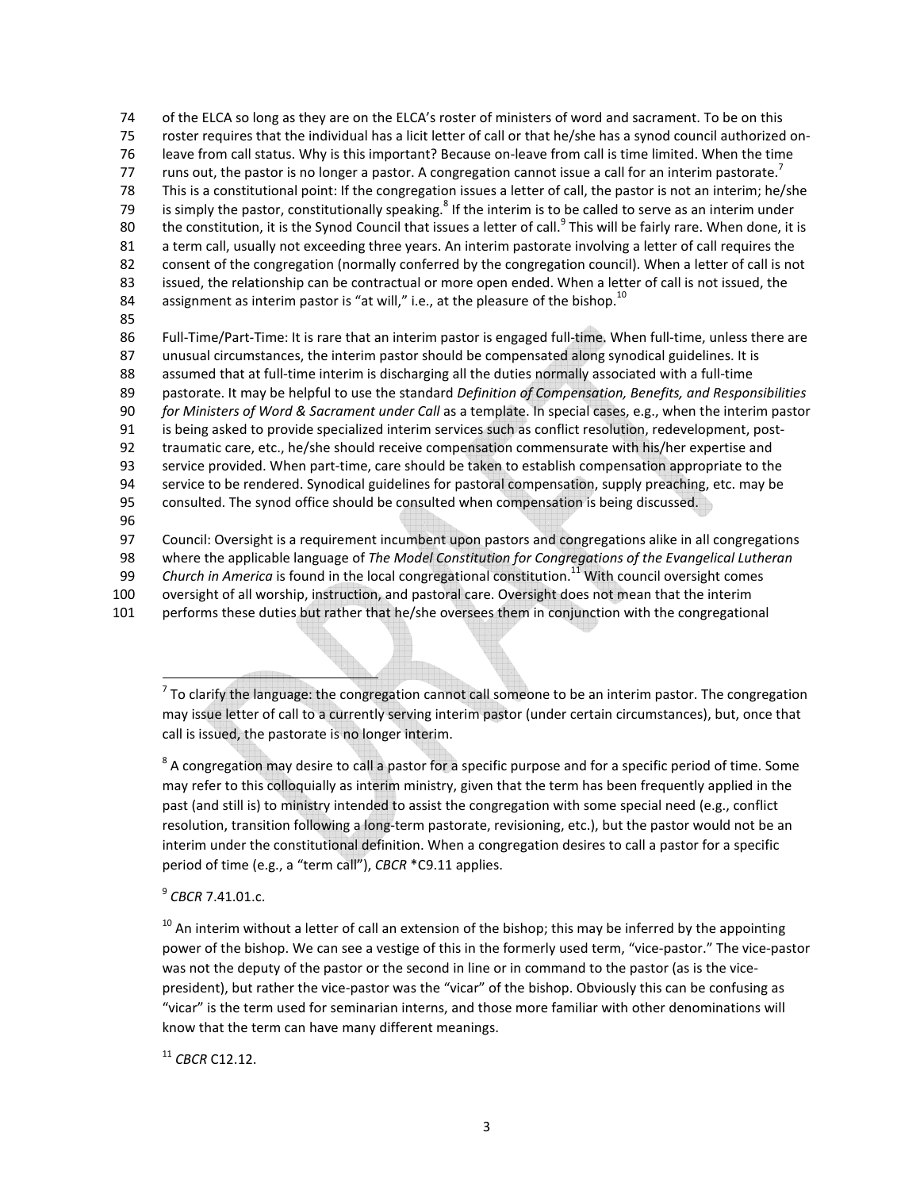of the ELCA so long as they are on the ELCA's roster of ministers of word and sacrament. To be on this roster requires that the individual has a licit letter of call or that he/she has a synod council authorized on-leave from call status. Why is this important? Because on-leave from call is time limited. When the time runs out, the pastor is no longer a pastor. A congregation cannot issue a call for an interim pastorate.[7] This is a constitutional point: If the congregation issues a letter of call, the pastor is not an interim; he/she is simply the pastor, constitutionally speaking.[8] If the interim is to be called to serve as an interim under the constitution, it is the Synod Council that issues a letter of call.[9] This will be fairly rare. When done, it is a term call, usually not exceeding three years. An interim pastorate involving a letter of call requires the consent of the congregation (normally conferred by the congregation council). When a letter of call is not issued, the relationship can be contractual or more open ended. When a letter of call is not issued, the assignment as interim pastor is "at will," i.e., at the pleasure of the bishop.[10]

Full-Time/Part-Time: It is rare that an interim pastor is engaged full-time. When full-time, unless there are unusual circumstances, the interim pastor should be compensated along synodical guidelines. It is assumed that at full-time interim is discharging all the duties normally associated with a full-time pastorate. It may be helpful to use the standard *Definition of Compensation, Benefits, and Responsibilities for Ministers of Word & Sacrament under Call* as a template. In special cases, e.g., when the interim pastor is being asked to provide specialized interim services such as conflict resolution, redevelopment, post-traumatic care, etc., he/she should receive compensation commensurate with his/her expertise and service provided. When part-time, care should be taken to establish compensation appropriate to the service to be rendered. Synodical guidelines for pastoral compensation, supply preaching, etc. may be consulted. The synod office should be consulted when compensation is being discussed.

Council: Oversight is a requirement incumbent upon pastors and congregations alike in all congregations where the applicable language of *The Model Constitution for Congregations of the Evangelical Lutheran Church in America* is found in the local congregational constitution.[11] With council oversight comes oversight of all worship, instruction, and pastoral care. Oversight does not mean that the interim performs these duties but rather that he/she oversees them in conjunction with the congregational

---

[7] To clarify the language: the congregation cannot call someone to be an interim pastor. The congregation may issue letter of call to a currently serving interim pastor (under certain circumstances), but, once that call is issued, the pastorate is no longer interim.

[8] A congregation may desire to call a pastor for a specific purpose and for a specific period of time. Some may refer to this colloquially as interim ministry, given that the term has been frequently applied in the past (and still is) to ministry intended to assist the congregation with some special need (e.g., conflict resolution, transition following a long-term pastorate, revisioning, etc.), but the pastor would not be an interim under the constitutional definition. When a congregation desires to call a pastor for a specific period of time (e.g., a "term call"), *CBCR* *C9.11 applies.

[9] *CBCR* 7.41.01.c.

[10] An interim without a letter of call an extension of the bishop; this may be inferred by the appointing power of the bishop. We can see a vestige of this in the formerly used term, "vice-pastor." The vice-pastor was not the deputy of the pastor or the second in line or in command to the pastor (as is the vice-president), but rather the vice-pastor was the "vicar" of the bishop. Obviously this can be confusing as "vicar" is the term used for seminarian interns, and those more familiar with other denominations will know that the term can have many different meanings.

[11] *CBCR* C12.12.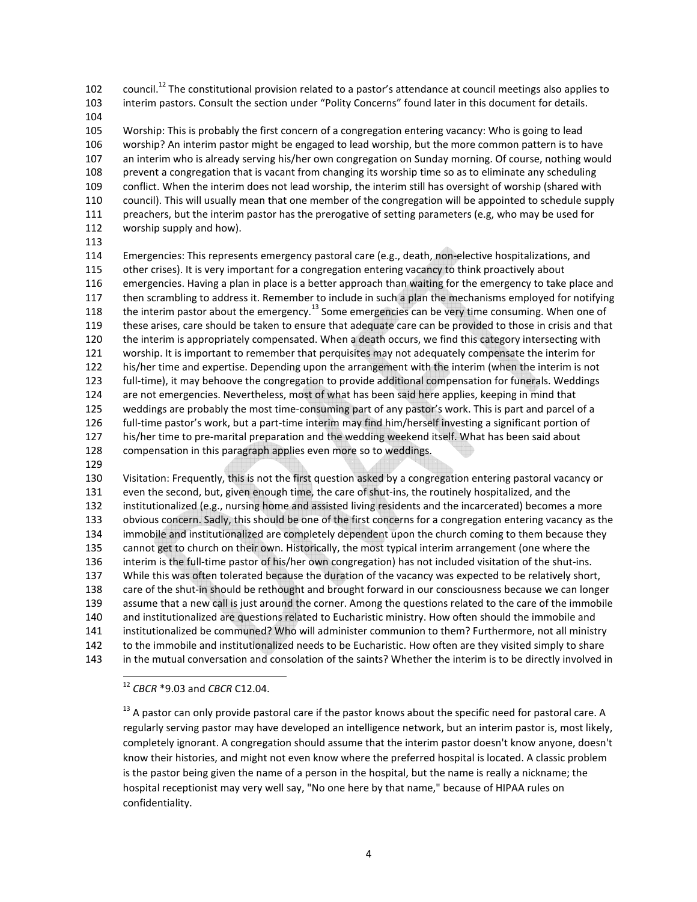council.[12] The constitutional provision related to a pastor's attendance at council meetings also applies to interim pastors. Consult the section under "Polity Concerns" found later in this document for details.

Worship: This is probably the first concern of a congregation entering vacancy: Who is going to lead worship? An interim pastor might be engaged to lead worship, but the more common pattern is to have an interim who is already serving his/her own congregation on Sunday morning. Of course, nothing would prevent a congregation that is vacant from changing its worship time so as to eliminate any scheduling conflict. When the interim does not lead worship, the interim still has oversight of worship (shared with council). This will usually mean that one member of the congregation will be appointed to schedule supply preachers, but the interim pastor has the prerogative of setting parameters (e.g, who may be used for worship supply and how).

Emergencies: This represents emergency pastoral care (e.g., death, non-elective hospitalizations, and other crises). It is very important for a congregation entering vacancy to think proactively about emergencies. Having a plan in place is a better approach than waiting for the emergency to take place and then scrambling to address it. Remember to include in such a plan the mechanisms employed for notifying the interim pastor about the emergency.[13] Some emergencies can be very time consuming. When one of these arises, care should be taken to ensure that adequate care can be provided to those in crisis and that the interim is appropriately compensated. When a death occurs, we find this category intersecting with worship. It is important to remember that perquisites may not adequately compensate the interim for his/her time and expertise. Depending upon the arrangement with the interim (when the interim is not full-time), it may behoove the congregation to provide additional compensation for funerals. Weddings are not emergencies. Nevertheless, most of what has been said here applies, keeping in mind that weddings are probably the most time-consuming part of any pastor's work. This is part and parcel of a full-time pastor's work, but a part-time interim may find him/herself investing a significant portion of his/her time to pre-marital preparation and the wedding weekend itself. What has been said about compensation in this paragraph applies even more so to weddings.

Visitation: Frequently, this is not the first question asked by a congregation entering pastoral vacancy or even the second, but, given enough time, the care of shut-ins, the routinely hospitalized, and the institutionalized (e.g., nursing home and assisted living residents and the incarcerated) becomes a more obvious concern. Sadly, this should be one of the first concerns for a congregation entering vacancy as the immobile and institutionalized are completely dependent upon the church coming to them because they cannot get to church on their own. Historically, the most typical interim arrangement (one where the interim is the full-time pastor of his/her own congregation) has not included visitation of the shut-ins. While this was often tolerated because the duration of the vacancy was expected to be relatively short, care of the shut-in should be rethought and brought forward in our consciousness because we can longer assume that a new call is just around the corner. Among the questions related to the care of the immobile and institutionalized are questions related to Eucharistic ministry. How often should the immobile and institutionalized be communed? Who will administer communion to them? Furthermore, not all ministry to the immobile and institutionalized needs to be Eucharistic. How often are they visited simply to share in the mutual conversation and consolation of the saints? Whether the interim is to be directly involved in

---

[12] *CBCR* *9.03 and *CBCR* C12.04.

[13] A pastor can only provide pastoral care if the pastor knows about the specific need for pastoral care. A regularly serving pastor may have developed an intelligence network, but an interim pastor is, most likely, completely ignorant. A congregation should assume that the interim pastor doesn't know anyone, doesn't know their histories, and might not even know where the preferred hospital is located. A classic problem is the pastor being given the name of a person in the hospital, but the name is really a nickname; the hospital receptionist may very well say, "No one here by that name," because of HIPAA rules on confidentiality.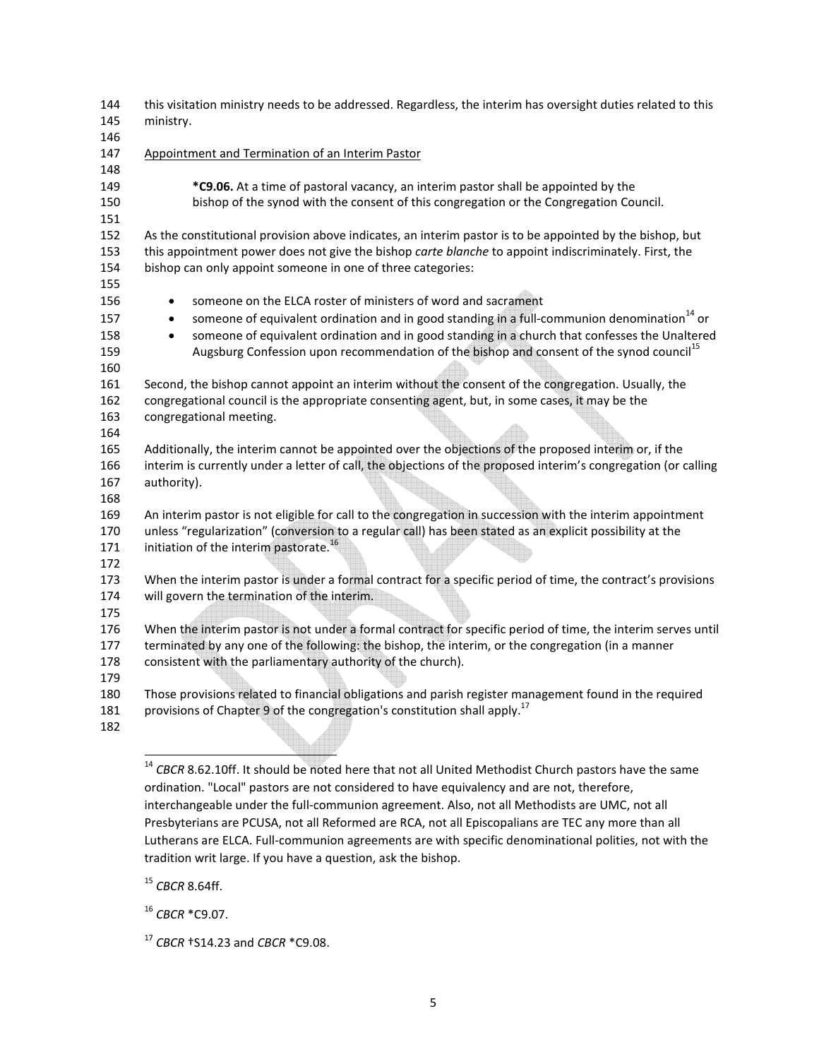this visitation ministry needs to be addressed. Regardless, the interim has oversight duties related to this ministry.

Appointment and Termination of an Interim Pastor

> ***C9.06.** At a time of pastoral vacancy, an interim pastor shall be appointed by the bishop of the synod with the consent of this congregation or the Congregation Council.

As the constitutional provision above indicates, an interim pastor is to be appointed by the bishop, but this appointment power does not give the bishop *carte blanche* to appoint indiscriminately. First, the bishop can only appoint someone in one of three categories:

- someone on the ELCA roster of ministers of word and sacrament
- someone of equivalent ordination and in good standing in a full-communion denomination[14] or
- someone of equivalent ordination and in good standing in a church that confesses the Unaltered Augsburg Confession upon recommendation of the bishop and consent of the synod council[15]

Second, the bishop cannot appoint an interim without the consent of the congregation. Usually, the congregational council is the appropriate consenting agent, but, in some cases, it may be the congregational meeting.

Additionally, the interim cannot be appointed over the objections of the proposed interim or, if the interim is currently under a letter of call, the objections of the proposed interim's congregation (or calling authority).

An interim pastor is not eligible for call to the congregation in succession with the interim appointment unless "regularization" (conversion to a regular call) has been stated as an explicit possibility at the initiation of the interim pastorate.[16]

When the interim pastor is under a formal contract for a specific period of time, the contract's provisions will govern the termination of the interim.

When the interim pastor is not under a formal contract for specific period of time, the interim serves until terminated by any one of the following: the bishop, the interim, or the congregation (in a manner consistent with the parliamentary authority of the church).

Those provisions related to financial obligations and parish register management found in the required provisions of Chapter 9 of the congregation's constitution shall apply.[17]

---

[14] *CBCR* 8.62.10ff. It should be noted here that not all United Methodist Church pastors have the same ordination. "Local" pastors are not considered to have equivalency and are not, therefore, interchangeable under the full-communion agreement. Also, not all Methodists are UMC, not all Presbyterians are PCUSA, not all Reformed are RCA, not all Episcopalians are TEC any more than all Lutherans are ELCA. Full-communion agreements are with specific denominational polities, not with the tradition writ large. If you have a question, ask the bishop.

[15] *CBCR* 8.64ff.

[16] *CBCR* *C9.07.

[17] *CBCR* †S14.23 and *CBCR* *C9.08.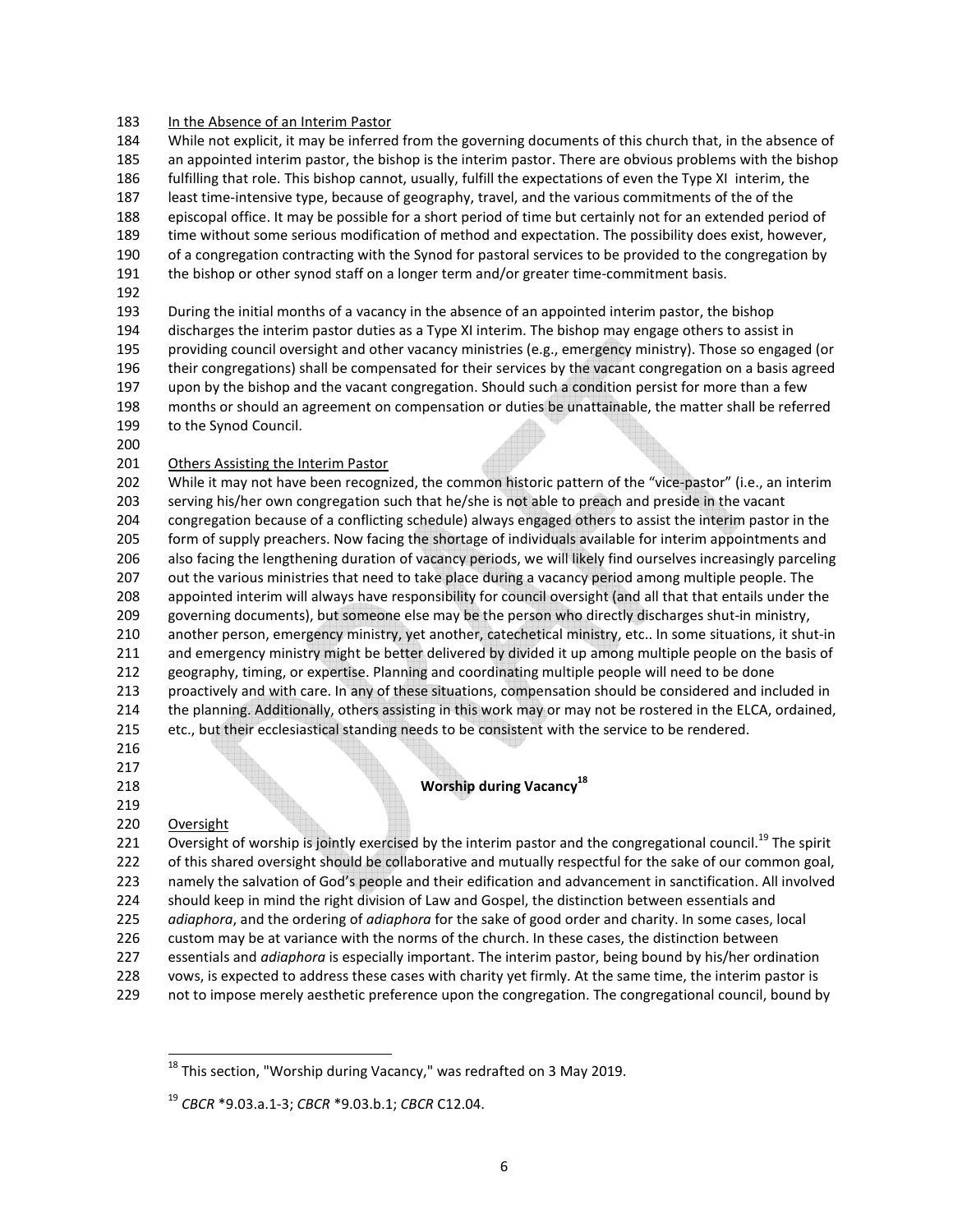In the Absence of an Interim Pastor

While not explicit, it may be inferred from the governing documents of this church that, in the absence of an appointed interim pastor, the bishop is the interim pastor. There are obvious problems with the bishop fulfilling that role. This bishop cannot, usually, fulfill the expectations of even the Type XI interim, the least time-intensive type, because of geography, travel, and the various commitments of the of the episcopal office. It may be possible for a short period of time but certainly not for an extended period of time without some serious modification of method and expectation. The possibility does exist, however, of a congregation contracting with the Synod for pastoral services to be provided to the congregation by the bishop or other synod staff on a longer term and/or greater time-commitment basis.

During the initial months of a vacancy in the absence of an appointed interim pastor, the bishop discharges the interim pastor duties as a Type XI interim. The bishop may engage others to assist in providing council oversight and other vacancy ministries (e.g., emergency ministry). Those so engaged (or their congregations) shall be compensated for their services by the vacant congregation on a basis agreed upon by the bishop and the vacant congregation. Should such a condition persist for more than a few months or should an agreement on compensation or duties be unattainable, the matter shall be referred to the Synod Council.

Others Assisting the Interim Pastor

While it may not have been recognized, the common historic pattern of the "vice-pastor" (i.e., an interim serving his/her own congregation such that he/she is not able to preach and preside in the vacant congregation because of a conflicting schedule) always engaged others to assist the interim pastor in the form of supply preachers. Now facing the shortage of individuals available for interim appointments and also facing the lengthening duration of vacancy periods, we will likely find ourselves increasingly parceling out the various ministries that need to take place during a vacancy period among multiple people. The appointed interim will always have responsibility for council oversight (and all that that entails under the governing documents), but someone else may be the person who directly discharges shut-in ministry, another person, emergency ministry, yet another, catechetical ministry, etc.. In some situations, it shut-in and emergency ministry might be better delivered by divided it up among multiple people on the basis of geography, timing, or expertise. Planning and coordinating multiple people will need to be done proactively and with care. In any of these situations, compensation should be considered and included in the planning. Additionally, others assisting in this work may or may not be rostered in the ELCA, ordained, etc., but their ecclesiastical standing needs to be consistent with the service to be rendered.

## Worship during Vacancy[18]

Oversight

Oversight of worship is jointly exercised by the interim pastor and the congregational council.[19] The spirit of this shared oversight should be collaborative and mutually respectful for the sake of our common goal, namely the salvation of God's people and their edification and advancement in sanctification. All involved should keep in mind the right division of Law and Gospel, the distinction between essentials and *adiaphora*, and the ordering of *adiaphora* for the sake of good order and charity. In some cases, local custom may be at variance with the norms of the church. In these cases, the distinction between essentials and *adiaphora* is especially important. The interim pastor, being bound by his/her ordination vows, is expected to address these cases with charity yet firmly. At the same time, the interim pastor is not to impose merely aesthetic preference upon the congregation. The congregational council, bound by

---

[18] This section, "Worship during Vacancy," was redrafted on 3 May 2019.

[19] *CBCR* *9.03.a.1-3; *CBCR* *9.03.b.1; *CBCR* C12.04.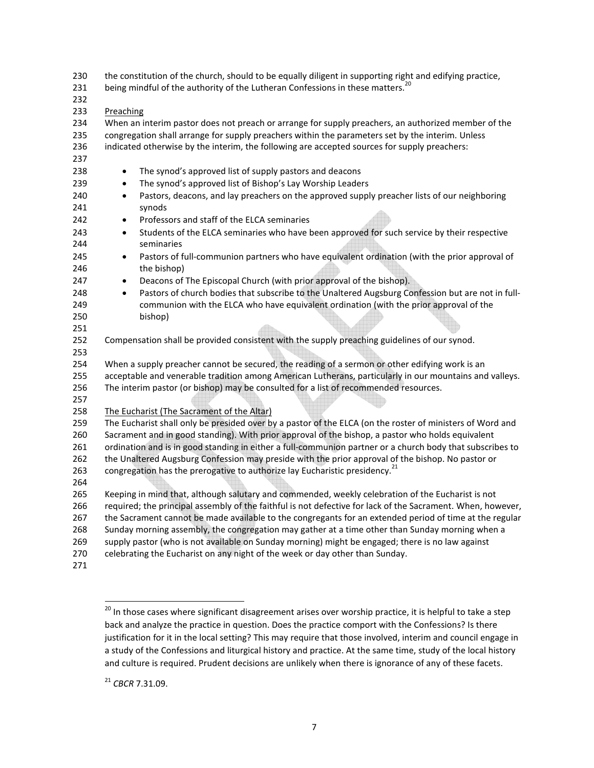the constitution of the church, should to be equally diligent in supporting right and edifying practice, being mindful of the authority of the Lutheran Confessions in these matters.[20]

Preaching

When an interim pastor does not preach or arrange for supply preachers, an authorized member of the congregation shall arrange for supply preachers within the parameters set by the interim. Unless indicated otherwise by the interim, the following are accepted sources for supply preachers:

- The synod's approved list of supply pastors and deacons
- The synod's approved list of Bishop's Lay Worship Leaders
- Pastors, deacons, and lay preachers on the approved supply preacher lists of our neighboring synods
- Professors and staff of the ELCA seminaries
- Students of the ELCA seminaries who have been approved for such service by their respective seminaries
- Pastors of full-communion partners who have equivalent ordination (with the prior approval of the bishop)
- Deacons of The Episcopal Church (with prior approval of the bishop).
- Pastors of church bodies that subscribe to the Unaltered Augsburg Confession but are not in full-communion with the ELCA who have equivalent ordination (with the prior approval of the bishop)

Compensation shall be provided consistent with the supply preaching guidelines of our synod.

When a supply preacher cannot be secured, the reading of a sermon or other edifying work is an acceptable and venerable tradition among American Lutherans, particularly in our mountains and valleys. The interim pastor (or bishop) may be consulted for a list of recommended resources.

The Eucharist (The Sacrament of the Altar)

The Eucharist shall only be presided over by a pastor of the ELCA (on the roster of ministers of Word and Sacrament and in good standing). With prior approval of the bishop, a pastor who holds equivalent ordination and is in good standing in either a full-communion partner or a church body that subscribes to the Unaltered Augsburg Confession may preside with the prior approval of the bishop. No pastor or congregation has the prerogative to authorize lay Eucharistic presidency.[21]

Keeping in mind that, although salutary and commended, weekly celebration of the Eucharist is not required; the principal assembly of the faithful is not defective for lack of the Sacrament. When, however, the Sacrament cannot be made available to the congregants for an extended period of time at the regular Sunday morning assembly, the congregation may gather at a time other than Sunday morning when a supply pastor (who is not available on Sunday morning) might be engaged; there is no law against celebrating the Eucharist on any night of the week or day other than Sunday.

---

[20] In those cases where significant disagreement arises over worship practice, it is helpful to take a step back and analyze the practice in question. Does the practice comport with the Confessions? Is there justification for it in the local setting? This may require that those involved, interim and council engage in a study of the Confessions and liturgical history and practice. At the same time, study of the local history and culture is required. Prudent decisions are unlikely when there is ignorance of any of these facets.

[21] *CBCR* 7.31.09.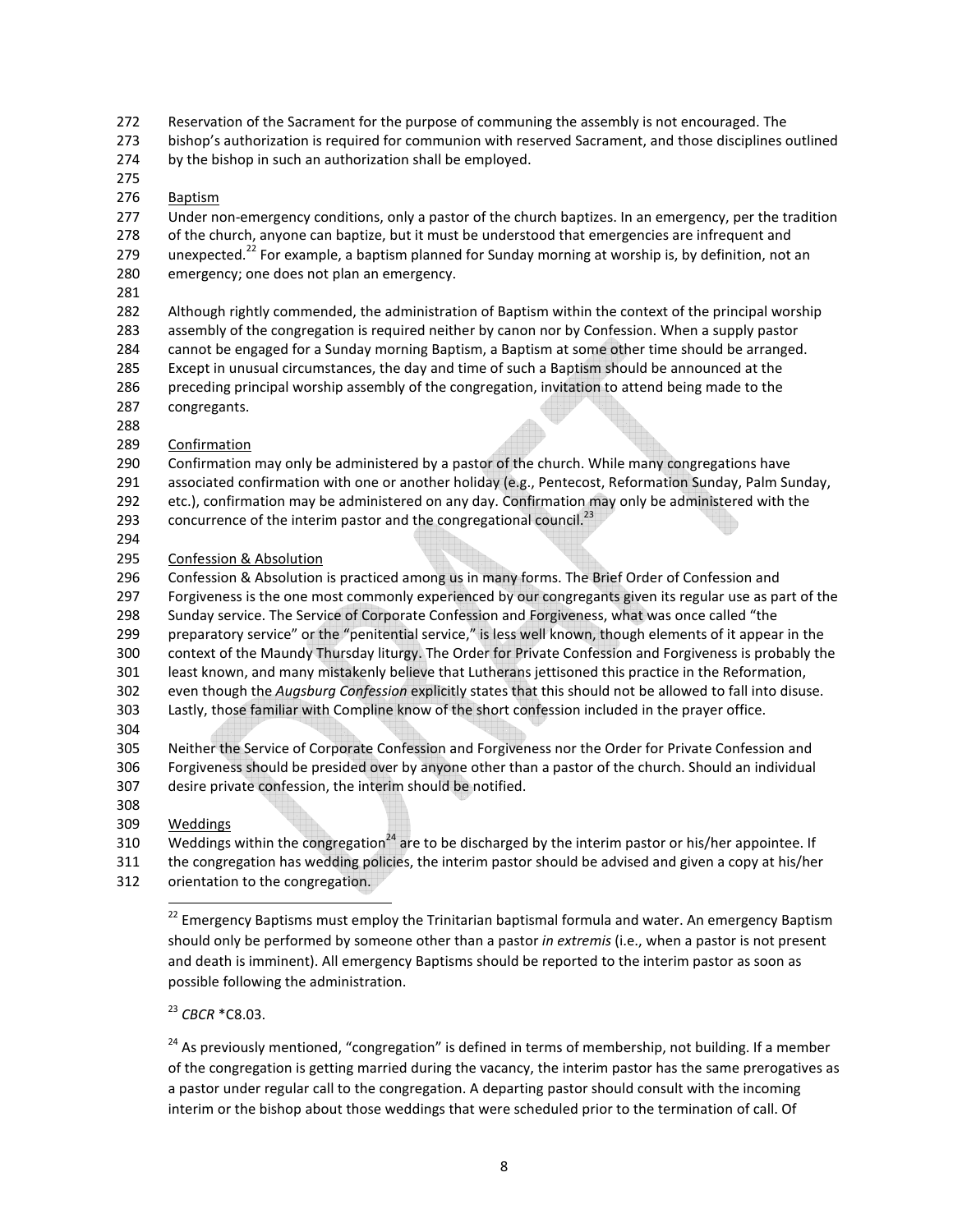Reservation of the Sacrament for the purpose of communing the assembly is not encouraged. The bishop's authorization is required for communion with reserved Sacrament, and those disciplines outlined by the bishop in such an authorization shall be employed.

### Baptism

Under non-emergency conditions, only a pastor of the church baptizes. In an emergency, per the tradition of the church, anyone can baptize, but it must be understood that emergencies are infrequent and unexpected.[22] For example, a baptism planned for Sunday morning at worship is, by definition, not an emergency; one does not plan an emergency.

Although rightly commended, the administration of Baptism within the context of the principal worship assembly of the congregation is required neither by canon nor by Confession. When a supply pastor cannot be engaged for a Sunday morning Baptism, a Baptism at some other time should be arranged. Except in unusual circumstances, the day and time of such a Baptism should be announced at the preceding principal worship assembly of the congregation, invitation to attend being made to the congregants.

### Confirmation

Confirmation may only be administered by a pastor of the church. While many congregations have associated confirmation with one or another holiday (e.g., Pentecost, Reformation Sunday, Palm Sunday, etc.), confirmation may be administered on any day. Confirmation may only be administered with the concurrence of the interim pastor and the congregational council.[23]

### Confession & Absolution

Confession & Absolution is practiced among us in many forms. The Brief Order of Confession and Forgiveness is the one most commonly experienced by our congregants given its regular use as part of the Sunday service. The Service of Corporate Confession and Forgiveness, what was once called "the preparatory service" or the "penitential service," is less well known, though elements of it appear in the context of the Maundy Thursday liturgy. The Order for Private Confession and Forgiveness is probably the least known, and many mistakenly believe that Lutherans jettisoned this practice in the Reformation, even though the *Augsburg Confession* explicitly states that this should not be allowed to fall into disuse. Lastly, those familiar with Compline know of the short confession included in the prayer office.

Neither the Service of Corporate Confession and Forgiveness nor the Order for Private Confession and Forgiveness should be presided over by anyone other than a pastor of the church. Should an individual desire private confession, the interim should be notified.

### Weddings

Weddings within the congregation[24] are to be discharged by the interim pastor or his/her appointee. If the congregation has wedding policies, the interim pastor should be advised and given a copy at his/her orientation to the congregation.

---

[22] Emergency Baptisms must employ the Trinitarian baptismal formula and water. An emergency Baptism should only be performed by someone other than a pastor *in extremis* (i.e., when a pastor is not present and death is imminent). All emergency Baptisms should be reported to the interim pastor as soon as possible following the administration.

[23] *CBCR* *C8.03.

[24] As previously mentioned, "congregation" is defined in terms of membership, not building. If a member of the congregation is getting married during the vacancy, the interim pastor has the same prerogatives as a pastor under regular call to the congregation. A departing pastor should consult with the incoming interim or the bishop about those weddings that were scheduled prior to the termination of call. Of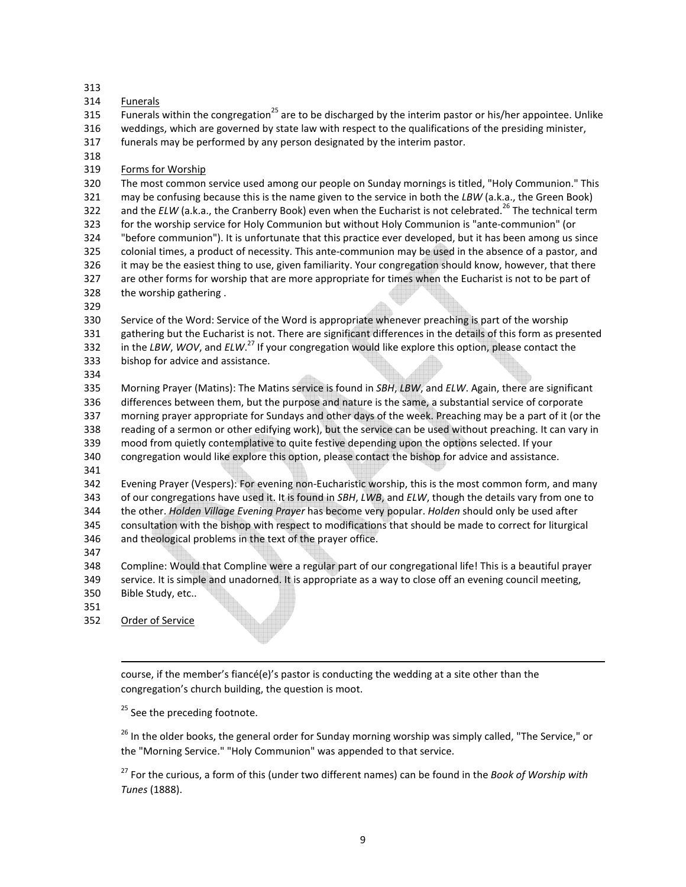## Funerals

Funerals within the congregation[25] are to be discharged by the interim pastor or his/her appointee. Unlike weddings, which are governed by state law with respect to the qualifications of the presiding minister, funerals may be performed by any person designated by the interim pastor.

## Forms for Worship

The most common service used among our people on Sunday mornings is titled, "Holy Communion." This may be confusing because this is the name given to the service in both the *LBW* (a.k.a., the Green Book) and the *ELW* (a.k.a., the Cranberry Book) even when the Eucharist is not celebrated.[26] The technical term for the worship service for Holy Communion but without Holy Communion is "ante-communion" (or "before communion"). It is unfortunate that this practice ever developed, but it has been among us since colonial times, a product of necessity. This ante-communion may be used in the absence of a pastor, and it may be the easiest thing to use, given familiarity. Your congregation should know, however, that there are other forms for worship that are more appropriate for times when the Eucharist is not to be part of the worship gathering .

Service of the Word: Service of the Word is appropriate whenever preaching is part of the worship gathering but the Eucharist is not. There are significant differences in the details of this form as presented in the *LBW*, *WOV*, and *ELW*.[27] If your congregation would like explore this option, please contact the bishop for advice and assistance.

Morning Prayer (Matins): The Matins service is found in *SBH*, *LBW*, and *ELW*. Again, there are significant differences between them, but the purpose and nature is the same, a substantial service of corporate morning prayer appropriate for Sundays and other days of the week. Preaching may be a part of it (or the reading of a sermon or other edifying work), but the service can be used without preaching. It can vary in mood from quietly contemplative to quite festive depending upon the options selected. If your congregation would like explore this option, please contact the bishop for advice and assistance.

Evening Prayer (Vespers): For evening non-Eucharistic worship, this is the most common form, and many of our congregations have used it. It is found in *SBH*, *LWB*, and *ELW*, though the details vary from one to the other. *Holden Village Evening Prayer* has become very popular. *Holden* should only be used after consultation with the bishop with respect to modifications that should be made to correct for liturgical and theological problems in the text of the prayer office.

Compline: Would that Compline were a regular part of our congregational life! This is a beautiful prayer service. It is simple and unadorned. It is appropriate as a way to close off an evening council meeting, Bible Study, etc..

## Order of Service

---

course, if the member's fiancé(e)'s pastor is conducting the wedding at a site other than the congregation's church building, the question is moot.

[25] See the preceding footnote.

[26] In the older books, the general order for Sunday morning worship was simply called, "The Service," or the "Morning Service." "Holy Communion" was appended to that service.

[27] For the curious, a form of this (under two different names) can be found in the *Book of Worship with Tunes* (1888).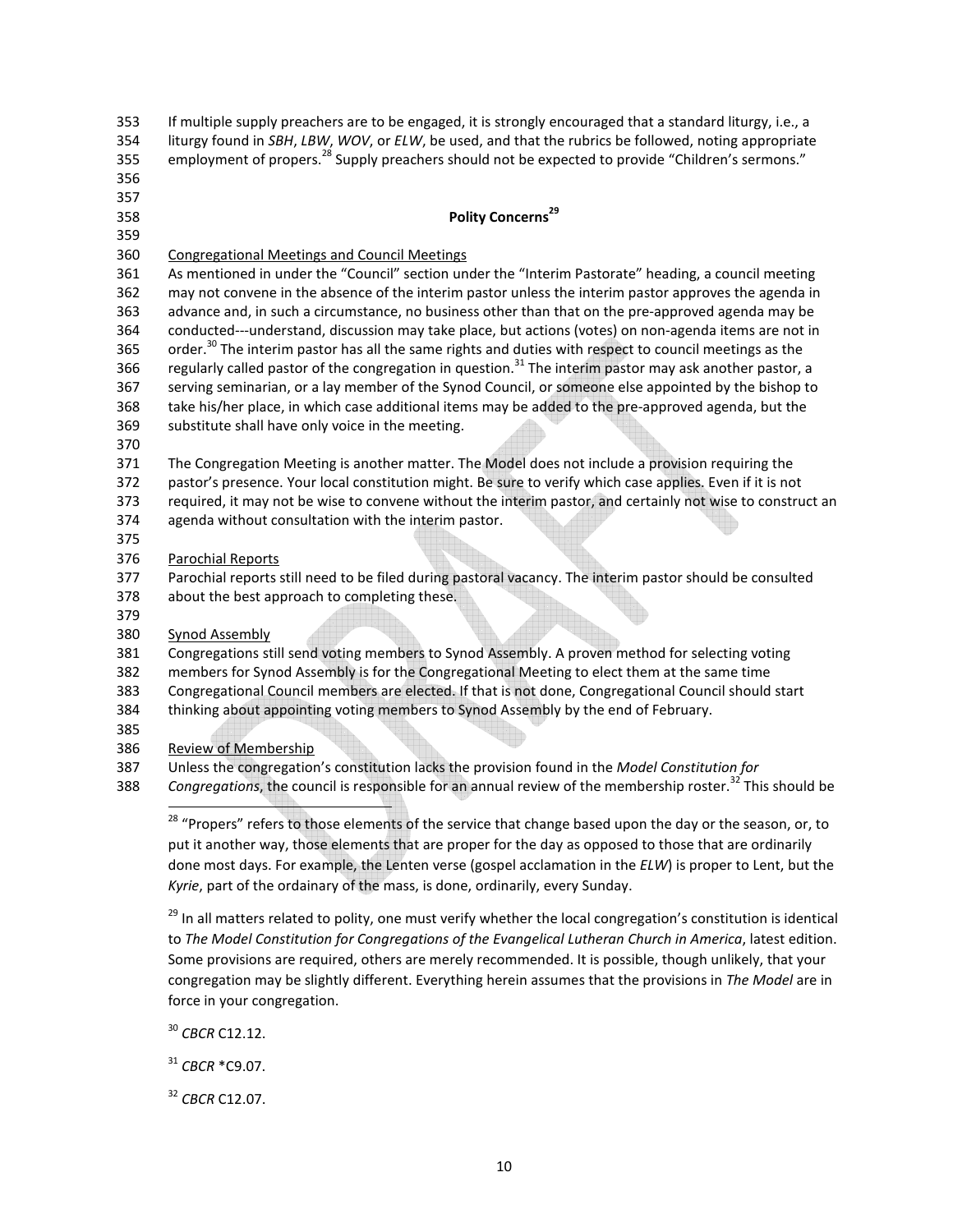If multiple supply preachers are to be engaged, it is strongly encouraged that a standard liturgy, i.e., a liturgy found in *SBH*, *LBW*, *WOV*, or *ELW*, be used, and that the rubrics be followed, noting appropriate employment of propers.[28] Supply preachers should not be expected to provide "Children's sermons."

## Polity Concerns[29]

Congregational Meetings and Council Meetings

As mentioned in under the "Council" section under the "Interim Pastorate" heading, a council meeting may not convene in the absence of the interim pastor unless the interim pastor approves the agenda in advance and, in such a circumstance, no business other than that on the pre-approved agenda may be conducted---understand, discussion may take place, but actions (votes) on non-agenda items are not in order.[30] The interim pastor has all the same rights and duties with respect to council meetings as the regularly called pastor of the congregation in question.[31] The interim pastor may ask another pastor, a serving seminarian, or a lay member of the Synod Council, or someone else appointed by the bishop to take his/her place, in which case additional items may be added to the pre-approved agenda, but the substitute shall have only voice in the meeting.

The Congregation Meeting is another matter. The Model does not include a provision requiring the pastor's presence. Your local constitution might. Be sure to verify which case applies. Even if it is not required, it may not be wise to convene without the interim pastor, and certainly not wise to construct an agenda without consultation with the interim pastor.

Parochial Reports

Parochial reports still need to be filed during pastoral vacancy. The interim pastor should be consulted about the best approach to completing these.

Synod Assembly

Congregations still send voting members to Synod Assembly. A proven method for selecting voting members for Synod Assembly is for the Congregational Meeting to elect them at the same time Congregational Council members are elected. If that is not done, Congregational Council should start thinking about appointing voting members to Synod Assembly by the end of February.

Review of Membership

Unless the congregation's constitution lacks the provision found in the *Model Constitution for Congregations*, the council is responsible for an annual review of the membership roster.[32] This should be

---

[28] "Propers" refers to those elements of the service that change based upon the day or the season, or, to put it another way, those elements that are proper for the day as opposed to those that are ordinarily done most days. For example, the Lenten verse (gospel acclamation in the *ELW*) is proper to Lent, but the *Kyrie*, part of the ordainary of the mass, is done, ordinarily, every Sunday.

[29] In all matters related to polity, one must verify whether the local congregation's constitution is identical to *The Model Constitution for Congregations of the Evangelical Lutheran Church in America*, latest edition. Some provisions are required, others are merely recommended. It is possible, though unlikely, that your congregation may be slightly different. Everything herein assumes that the provisions in *The Model* are in force in your congregation.

[30] *CBCR* C12.12.

[31] *CBCR* *C9.07.

[32] *CBCR* C12.07.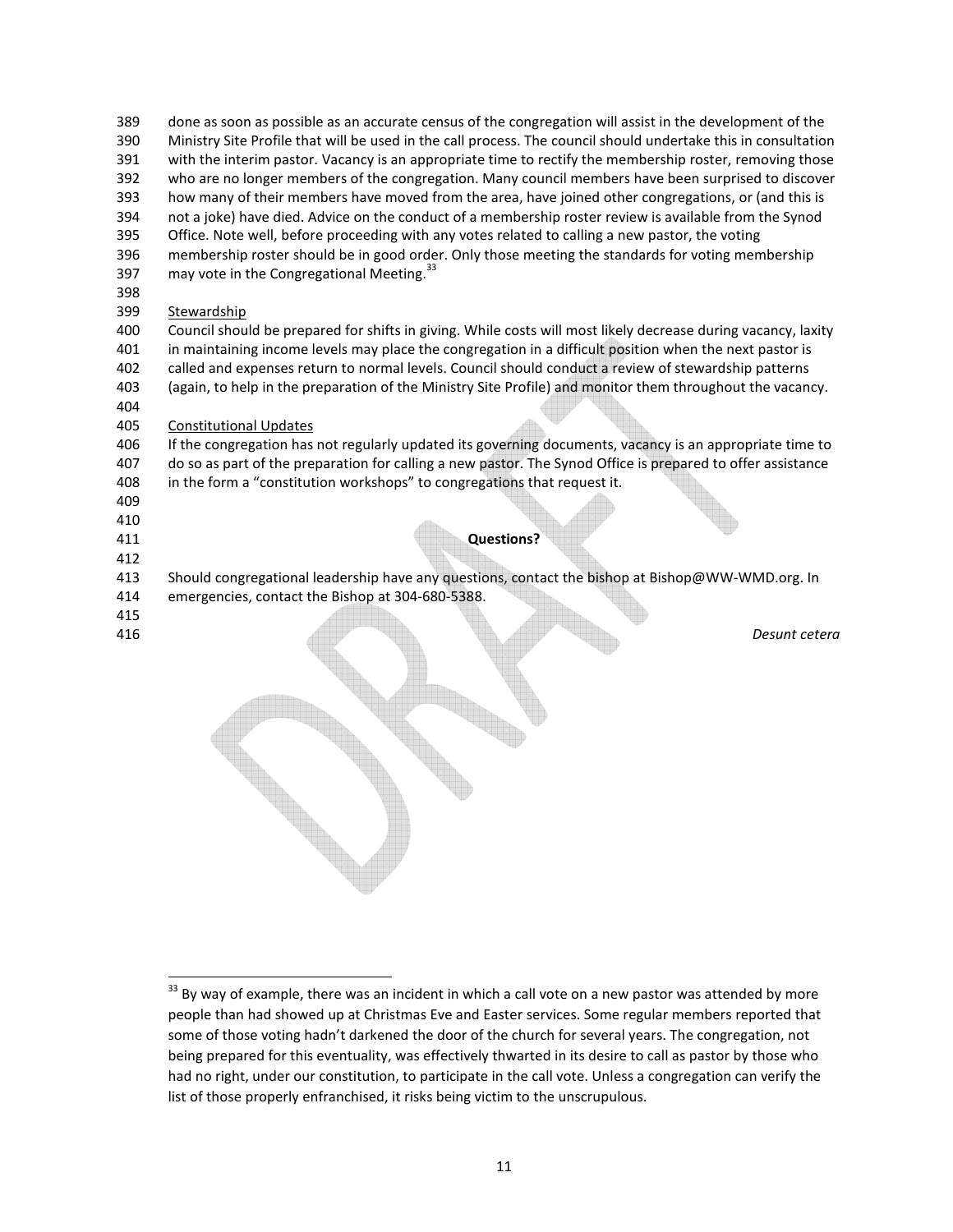done as soon as possible as an accurate census of the congregation will assist in the development of the Ministry Site Profile that will be used in the call process. The council should undertake this in consultation with the interim pastor. Vacancy is an appropriate time to rectify the membership roster, removing those who are no longer members of the congregation. Many council members have been surprised to discover how many of their members have moved from the area, have joined other congregations, or (and this is not a joke) have died. Advice on the conduct of a membership roster review is available from the Synod Office. Note well, before proceeding with any votes related to calling a new pastor, the voting membership roster should be in good order. Only those meeting the standards for voting membership may vote in the Congregational Meeting.[33]

<u>Stewardship</u>

Council should be prepared for shifts in giving. While costs will most likely decrease during vacancy, laxity in maintaining income levels may place the congregation in a difficult position when the next pastor is called and expenses return to normal levels. Council should conduct a review of stewardship patterns (again, to help in the preparation of the Ministry Site Profile) and monitor them throughout the vacancy.

<u>Constitutional Updates</u>

If the congregation has not regularly updated its governing documents, vacancy is an appropriate time to do so as part of the preparation for calling a new pastor. The Synod Office is prepared to offer assistance in the form a "constitution workshops" to congregations that request it.

**Questions?**

Should congregational leadership have any questions, contact the bishop at Bishop@WW-WMD.org. In emergencies, contact the Bishop at 304-680-5388.

*Desunt cetera*

---

[33] By way of example, there was an incident in which a call vote on a new pastor was attended by more people than had showed up at Christmas Eve and Easter services. Some regular members reported that some of those voting hadn't darkened the door of the church for several years. The congregation, not being prepared for this eventuality, was effectively thwarted in its desire to call as pastor by those who had no right, under our constitution, to participate in the call vote. Unless a congregation can verify the list of those properly enfranchised, it risks being victim to the unscrupulous.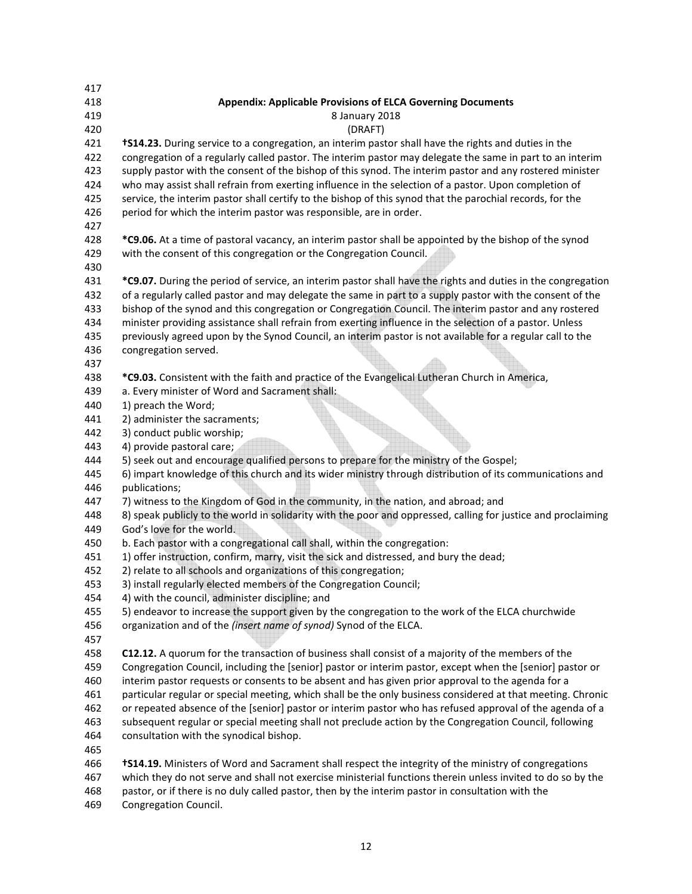**Appendix: Applicable Provisions of ELCA Governing Documents**

8 January 2018

(DRAFT)

**†S14.23.** During service to a congregation, an interim pastor shall have the rights and duties in the congregation of a regularly called pastor. The interim pastor may delegate the same in part to an interim supply pastor with the consent of the bishop of this synod. The interim pastor and any rostered minister who may assist shall refrain from exerting influence in the selection of a pastor. Upon completion of service, the interim pastor shall certify to the bishop of this synod that the parochial records, for the period for which the interim pastor was responsible, are in order.

**\*C9.06.** At a time of pastoral vacancy, an interim pastor shall be appointed by the bishop of the synod with the consent of this congregation or the Congregation Council.

**\*C9.07.** During the period of service, an interim pastor shall have the rights and duties in the congregation of a regularly called pastor and may delegate the same in part to a supply pastor with the consent of the bishop of the synod and this congregation or Congregation Council. The interim pastor and any rostered minister providing assistance shall refrain from exerting influence in the selection of a pastor. Unless previously agreed upon by the Synod Council, an interim pastor is not available for a regular call to the congregation served.

**\*C9.03.** Consistent with the faith and practice of the Evangelical Lutheran Church in America,

a. Every minister of Word and Sacrament shall:

1) preach the Word;
2) administer the sacraments;
3) conduct public worship;
4) provide pastoral care;
5) seek out and encourage qualified persons to prepare for the ministry of the Gospel;
6) impart knowledge of this church and its wider ministry through distribution of its communications and publications;
7) witness to the Kingdom of God in the community, in the nation, and abroad; and
8) speak publicly to the world in solidarity with the poor and oppressed, calling for justice and proclaiming God's love for the world.

b. Each pastor with a congregational call shall, within the congregation:

1) offer instruction, confirm, marry, visit the sick and distressed, and bury the dead;
2) relate to all schools and organizations of this congregation;
3) install regularly elected members of the Congregation Council;
4) with the council, administer discipline; and
5) endeavor to increase the support given by the congregation to the work of the ELCA churchwide organization and of the *(insert name of synod)* Synod of the ELCA.

**C12.12.** A quorum for the transaction of business shall consist of a majority of the members of the Congregation Council, including the [senior] pastor or interim pastor, except when the [senior] pastor or interim pastor requests or consents to be absent and has given prior approval to the agenda for a particular regular or special meeting, which shall be the only business considered at that meeting. Chronic or repeated absence of the [senior] pastor or interim pastor who has refused approval of the agenda of a subsequent regular or special meeting shall not preclude action by the Congregation Council, following consultation with the synodical bishop.

**†S14.19.** Ministers of Word and Sacrament shall respect the integrity of the ministry of congregations which they do not serve and shall not exercise ministerial functions therein unless invited to do so by the pastor, or if there is no duly called pastor, then by the interim pastor in consultation with the Congregation Council.